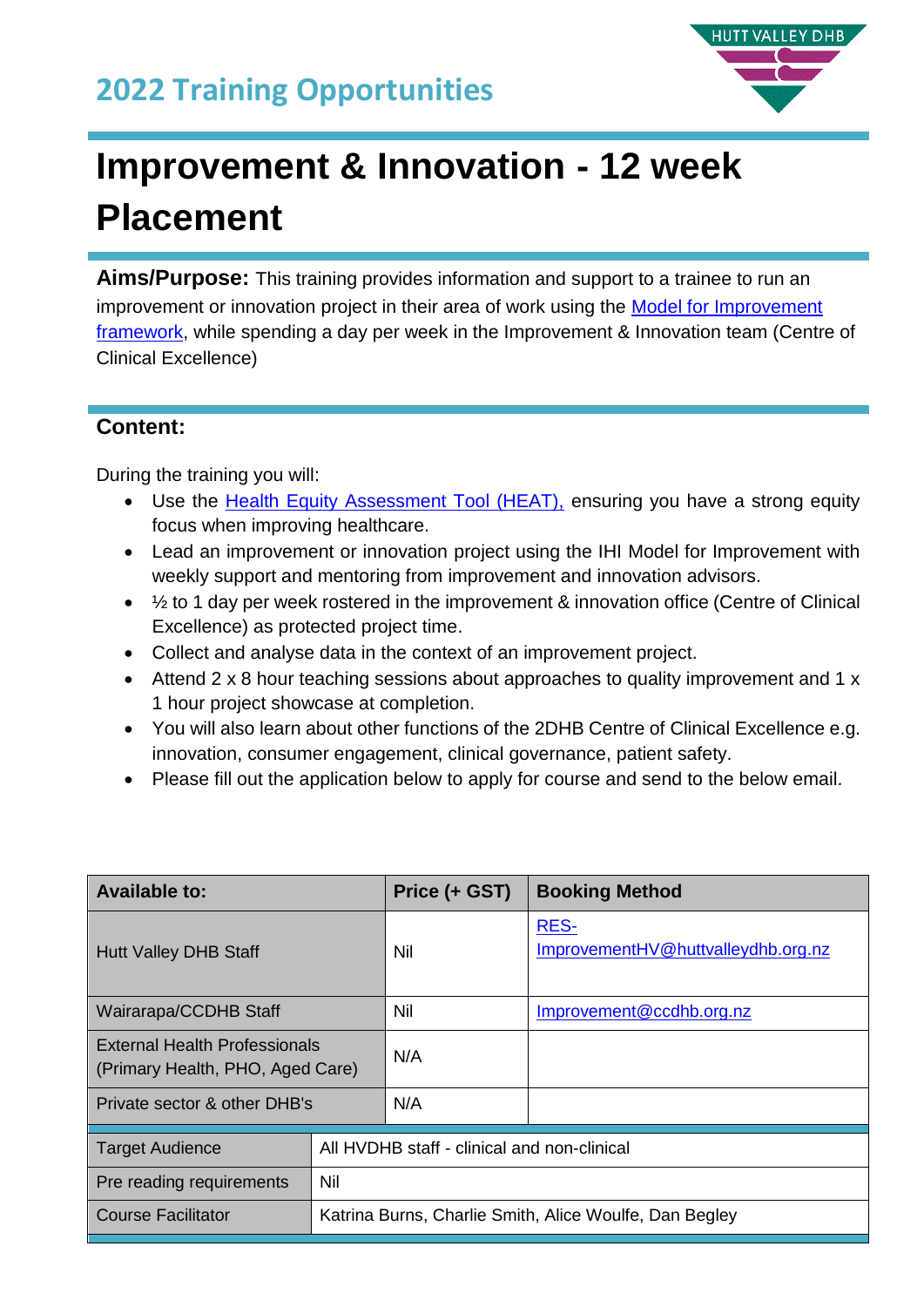## 2022 Training Opportunities

HUTT VALLEY DHB

# Improvement & Innovation - 12 week Placement

**Aims/Purpose:** This training provides information and support to a trainee to run an improvement or innovation project in their area of work using the Model for Improvement framework, while spending a day per week in the Improvement & Innovation team (Centre of Clinical Excellence)

## Content:

During the training you will:

- Use the Health Equity Assessment Tool (HEAT), ensuring you have a strong equity focus when improving healthcare.
- Lead an improvement or innovation project using the IHI Model for Improvement with weekly support and mentoring from improvement and innovation advisors.
- ½ to 1 day per week rostered in the improvement & innovation office (Centre of Clinical Excellence) as protected project time.
- Collect and analyse data in the context of an improvement project.
- Attend 2 x 8 hour teaching sessions about approaches to quality improvement and 1 x 1 hour project showcase at completion.
- You will also learn about other functions of the 2DHB Centre of Clinical Excellence e.g. innovation, consumer engagement, clinical governance, patient safety.
- Please fill out the application below to apply for course and send to the below email.

| Available to: | Price (+ GST) | Booking Method |
|---|---|---|
| Hutt Valley DHB Staff | Nil | RES-ImprovementHV@huttvalleydhb.org.nz |
| Wairarapa/CCDHB Staff | Nil | Improvement@ccdhb.org.nz |
| External Health Professionals (Primary Health, PHO, Aged Care) | N/A | |
| Private sector & other DHB's | N/A | |

| | |
|---|---|
| Target Audience | All HVDHB staff - clinical and non-clinical |
| Pre reading requirements | Nil |
| Course Facilitator | Katrina Burns, Charlie Smith, Alice Woulfe, Dan Begley |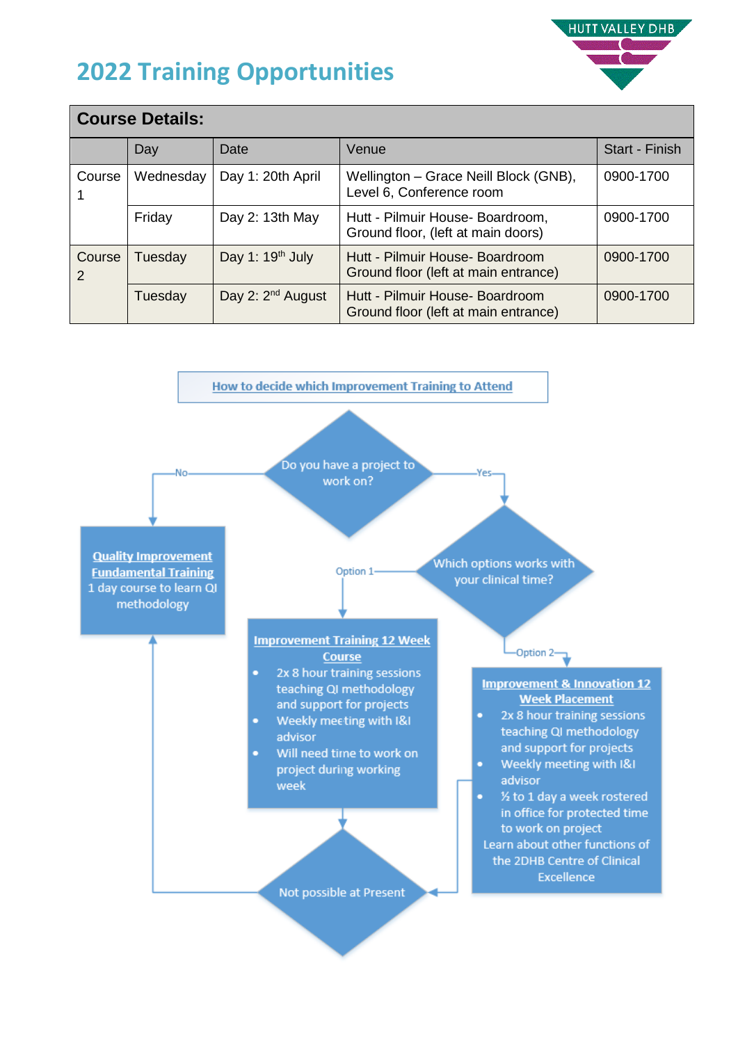# 2022 Training Opportunities

| Course Details: | | | | |
|---|---|---|---|---|
| | Day | Date | Venue | Start - Finish |
| Course 1 | Wednesday | Day 1: 20th April | Wellington – Grace Neill Block (GNB), Level 6, Conference room | 0900-1700 |
| | Friday | Day 2: 13th May | Hutt - Pilmuir House- Boardroom, Ground floor, (left at main doors) | 0900-1700 |
| Course 2 | Tuesday | Day 1: 19th July | Hutt - Pilmuir House- Boardroom Ground floor (left at main entrance) | 0900-1700 |
| | Tuesday | Day 2: 2nd August | Hutt - Pilmuir House- Boardroom Ground floor (left at main entrance) | 0900-1700 |

**How to decide which Improvement Training to Attend**

Do you have a project to work on?

- No → **Quality Improvement Fundamental Training**
  1 day course to learn QI methodology
- Yes → Which options works with your clinical time?
  - Option 1 → **Improvement Training 12 Week Course**
    - 2x 8 hour training sessions teaching QI methodology and support for projects
    - Weekly meeting with I&I advisor
    - Will need time to work on project during working week
  - Option 2 → **Improvement & Innovation 12 Week Placement**
    - 2x 8 hour training sessions teaching QI methodology and support for projects
    - Weekly meeting with I&I advisor
    - ½ to 1 day a week rostered in office for protected time to work on project

    Learn about other functions of the 2DHB Centre of Clinical Excellence

Not possible at Present → Quality Improvement Fundamental Training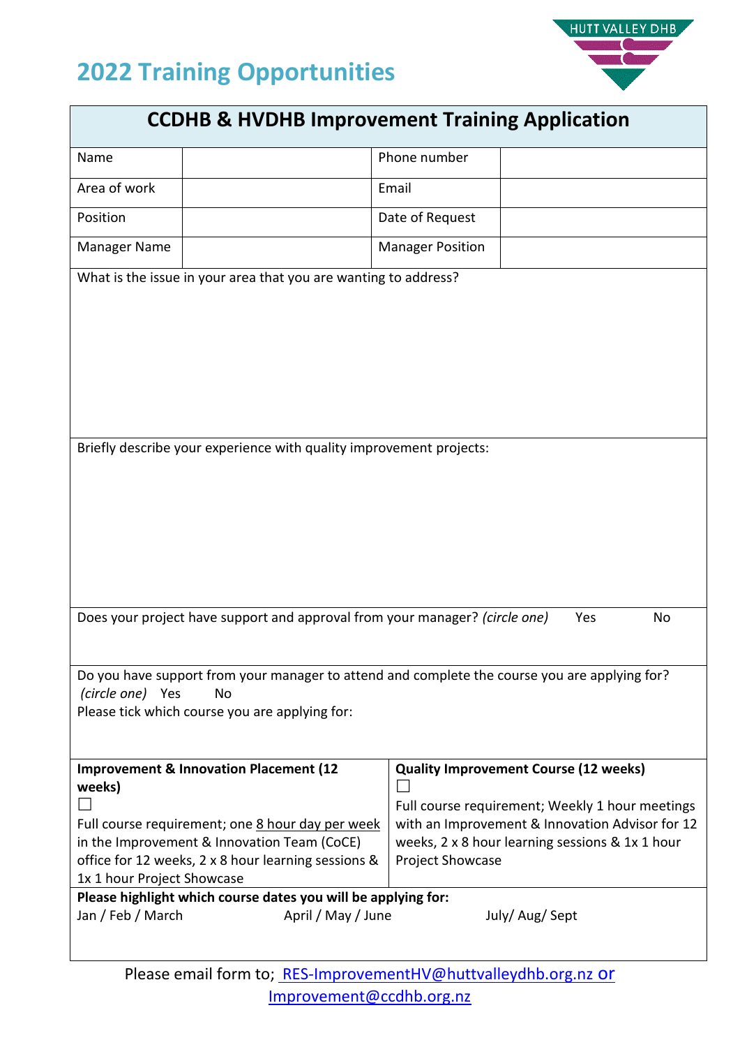# 2022 Training Opportunities

HUTT VALLEY DHB

## CCDHB & HVDHB Improvement Training Application

| | | | |
|---|---|---|---|
| Name | | Phone number | |
| Area of work | | Email | |
| Position | | Date of Request | |
| Manager Name | | Manager Position | |

What is the issue in your area that you are wanting to address?

Briefly describe your experience with quality improvement projects:

Does your project have support and approval from your manager? *(circle one)* Yes No

Do you have support from your manager to attend and complete the course you are applying for? *(circle one)* Yes No

Please tick which course you are applying for:

| **Improvement & Innovation Placement (12 weeks)** | **Quality Improvement Course (12 weeks)** |
|---|---|
| ☐ | ☐ |
| Full course requirement; one <u>8 hour day per week</u> in the Improvement & Innovation Team (CoCE) office for 12 weeks, 2 x 8 hour learning sessions & 1x 1 hour Project Showcase | Full course requirement; Weekly 1 hour meetings with an Improvement & Innovation Advisor for 12 weeks, 2 x 8 hour learning sessions & 1x 1 hour Project Showcase |

**Please highlight which course dates you will be applying for:**

Jan / Feb / March April / May / June July/ Aug/ Sept

Please email form to; RES-ImprovementHV@huttvalleydhb.org.nz or Improvement@ccdhb.org.nz